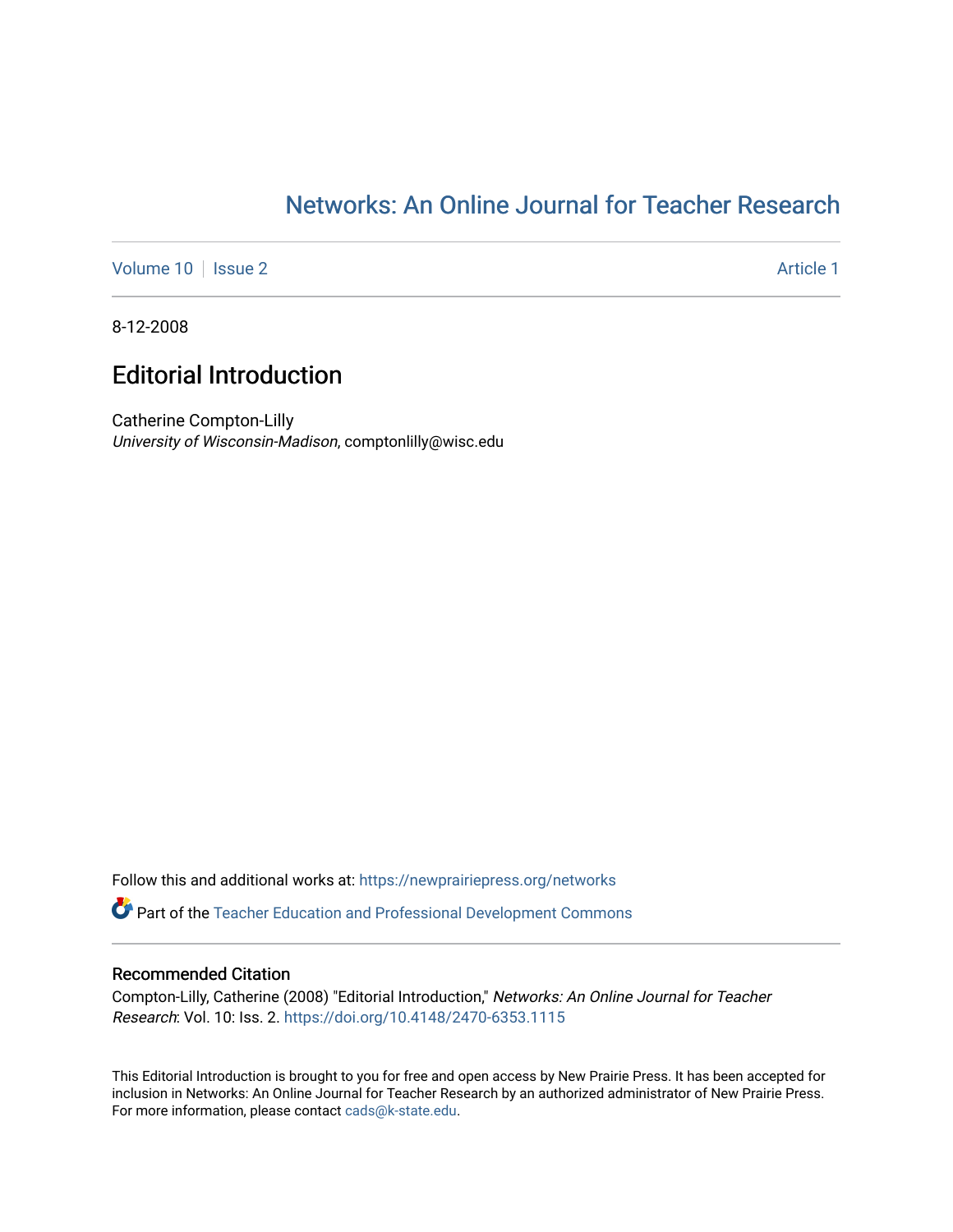Networks: An Online Journal for Teacher Research

Volume 10 | Issue 2 | Article 1

8-12-2008

# Editorial Introduction

Catherine Compton-Lilly
*University of Wisconsin-Madison*, comptonlilly@wisc.edu

Follow this and additional works at: https://newprairiepress.org/networks

Part of the Teacher Education and Professional Development Commons

## Recommended Citation

Compton-Lilly, Catherine (2008) "Editorial Introduction," *Networks: An Online Journal for Teacher Research*: Vol. 10: Iss. 2. https://doi.org/10.4148/2470-6353.1115

This Editorial Introduction is brought to you for free and open access by New Prairie Press. It has been accepted for inclusion in Networks: An Online Journal for Teacher Research by an authorized administrator of New Prairie Press. For more information, please contact cads@k-state.edu.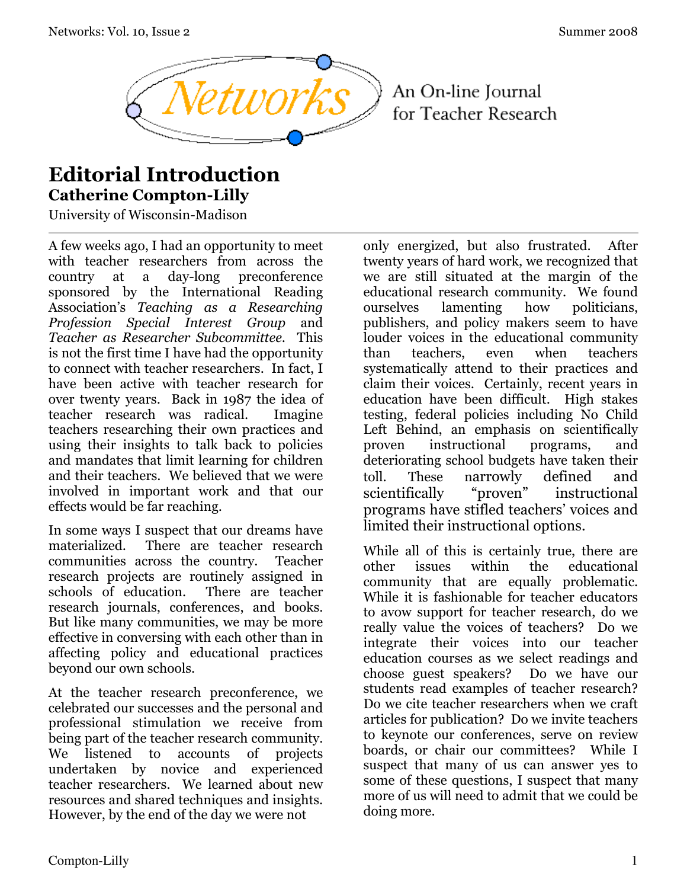# Editorial Introduction

## Catherine Compton-Lilly

University of Wisconsin-Madison

A few weeks ago, I had an opportunity to meet with teacher researchers from across the country at a day-long preconference sponsored by the International Reading Association's *Teaching as a Researching Profession Special Interest Group* and *Teacher as Researcher Subcommittee.* This is not the first time I have had the opportunity to connect with teacher researchers. In fact, I have been active with teacher research for over twenty years. Back in 1987 the idea of teacher research was radical. Imagine teachers researching their own practices and using their insights to talk back to policies and mandates that limit learning for children and their teachers. We believed that we were involved in important work and that our effects would be far reaching.

In some ways I suspect that our dreams have materialized. There are teacher research communities across the country. Teacher research projects are routinely assigned in schools of education. There are teacher research journals, conferences, and books. But like many communities, we may be more effective in conversing with each other than in affecting policy and educational practices beyond our own schools.

At the teacher research preconference, we celebrated our successes and the personal and professional stimulation we receive from being part of the teacher research community. We listened to accounts of projects undertaken by novice and experienced teacher researchers. We learned about new resources and shared techniques and insights. However, by the end of the day we were not only energized, but also frustrated. After twenty years of hard work, we recognized that we are still situated at the margin of the educational research community. We found ourselves lamenting how politicians, publishers, and policy makers seem to have louder voices in the educational community than teachers, even when teachers systematically attend to their practices and claim their voices. Certainly, recent years in education have been difficult. High stakes testing, federal policies including No Child Left Behind, an emphasis on scientifically proven instructional programs, and deteriorating school budgets have taken their toll. These narrowly defined and scientifically "proven" instructional programs have stifled teachers' voices and limited their instructional options.

While all of this is certainly true, there are other issues within the educational community that are equally problematic. While it is fashionable for teacher educators to avow support for teacher research, do we really value the voices of teachers? Do we integrate their voices into our teacher education courses as we select readings and choose guest speakers? Do we have our students read examples of teacher research? Do we cite teacher researchers when we craft articles for publication? Do we invite teachers to keynote our conferences, serve on review boards, or chair our committees? While I suspect that many of us can answer yes to some of these questions, I suspect that many more of us will need to admit that we could be doing more.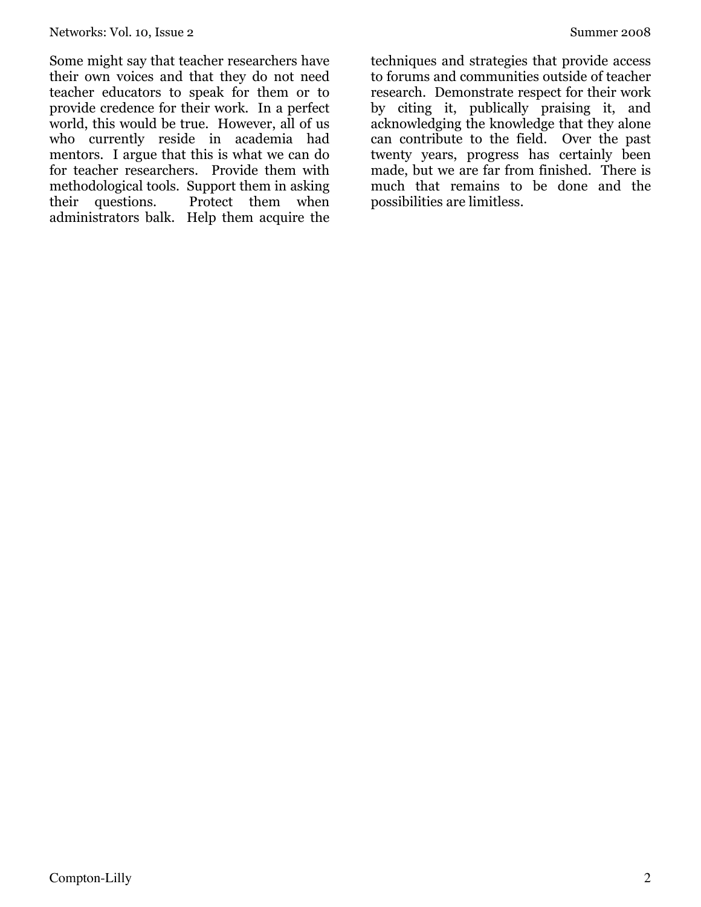Some might say that teacher researchers have their own voices and that they do not need teacher educators to speak for them or to provide credence for their work. In a perfect world, this would be true. However, all of us who currently reside in academia had mentors. I argue that this is what we can do for teacher researchers. Provide them with methodological tools. Support them in asking their questions. Protect them when administrators balk. Help them acquire the techniques and strategies that provide access to forums and communities outside of teacher research. Demonstrate respect for their work by citing it, publically praising it, and acknowledging the knowledge that they alone can contribute to the field. Over the past twenty years, progress has certainly been made, but we are far from finished. There is much that remains to be done and the possibilities are limitless.